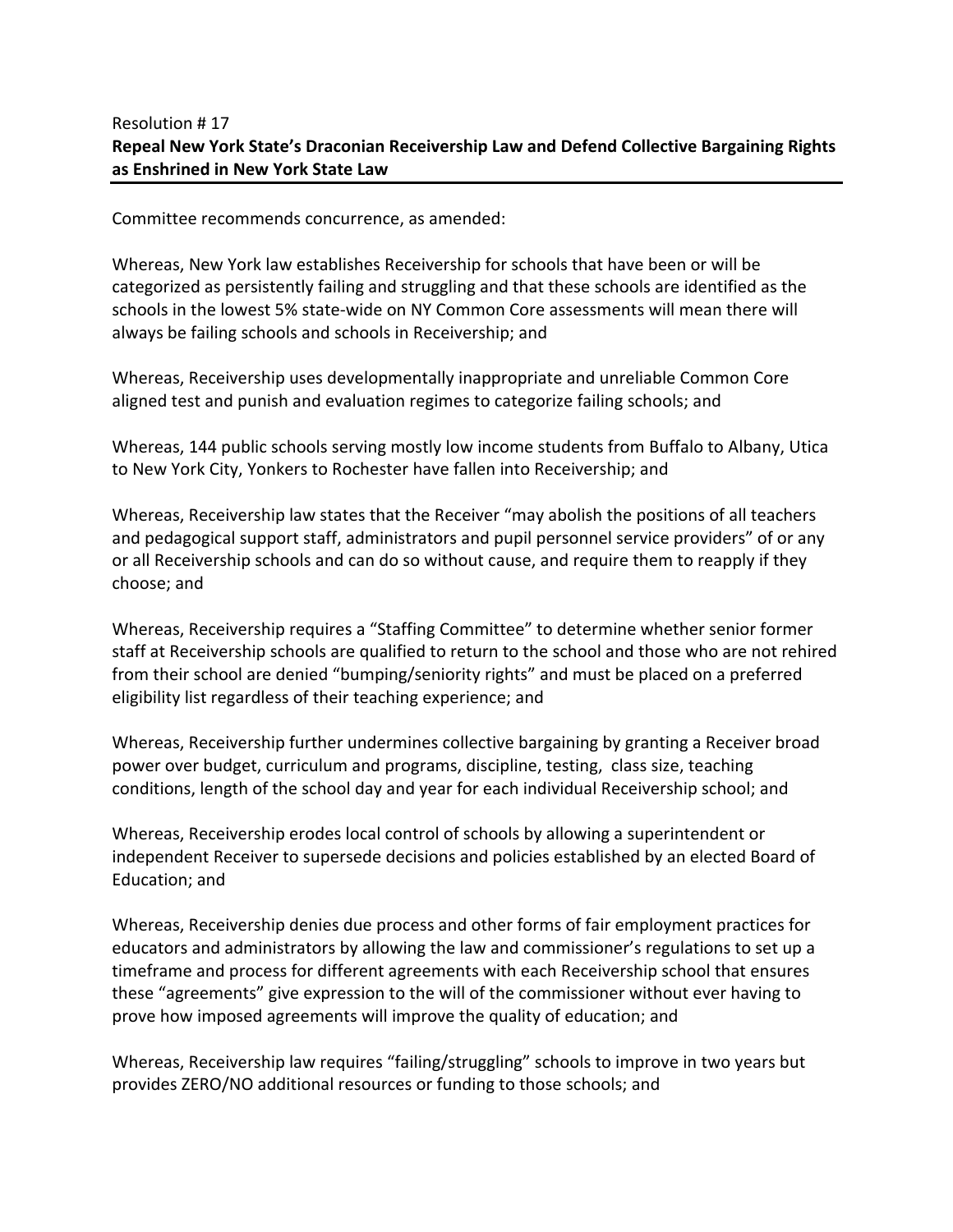Resolution # 17

**Repeal New York State's Draconian Receivership Law and Defend Collective Bargaining Rights as Enshrined in New York State Law**

Committee recommends concurrence, as amended:

Whereas, New York law establishes Receivership for schools that have been or will be categorized as persistently failing and struggling and that these schools are identified as the schools in the lowest 5% state-wide on NY Common Core assessments will mean there will always be failing schools and schools in Receivership; and

Whereas, Receivership uses developmentally inappropriate and unreliable Common Core aligned test and punish and evaluation regimes to categorize failing schools; and

Whereas, 144 public schools serving mostly low income students from Buffalo to Albany, Utica to New York City, Yonkers to Rochester have fallen into Receivership; and

Whereas, Receivership law states that the Receiver "may abolish the positions of all teachers and pedagogical support staff, administrators and pupil personnel service providers" of or any or all Receivership schools and can do so without cause, and require them to reapply if they choose; and

Whereas, Receivership requires a "Staffing Committee" to determine whether senior former staff at Receivership schools are qualified to return to the school and those who are not rehired from their school are denied "bumping/seniority rights" and must be placed on a preferred eligibility list regardless of their teaching experience; and

Whereas, Receivership further undermines collective bargaining by granting a Receiver broad power over budget, curriculum and programs, discipline, testing, class size, teaching conditions, length of the school day and year for each individual Receivership school; and

Whereas, Receivership erodes local control of schools by allowing a superintendent or independent Receiver to supersede decisions and policies established by an elected Board of Education; and

Whereas, Receivership denies due process and other forms of fair employment practices for educators and administrators by allowing the law and commissioner's regulations to set up a timeframe and process for different agreements with each Receivership school that ensures these "agreements" give expression to the will of the commissioner without ever having to prove how imposed agreements will improve the quality of education; and

Whereas, Receivership law requires "failing/struggling" schools to improve in two years but provides ZERO/NO additional resources or funding to those schools; and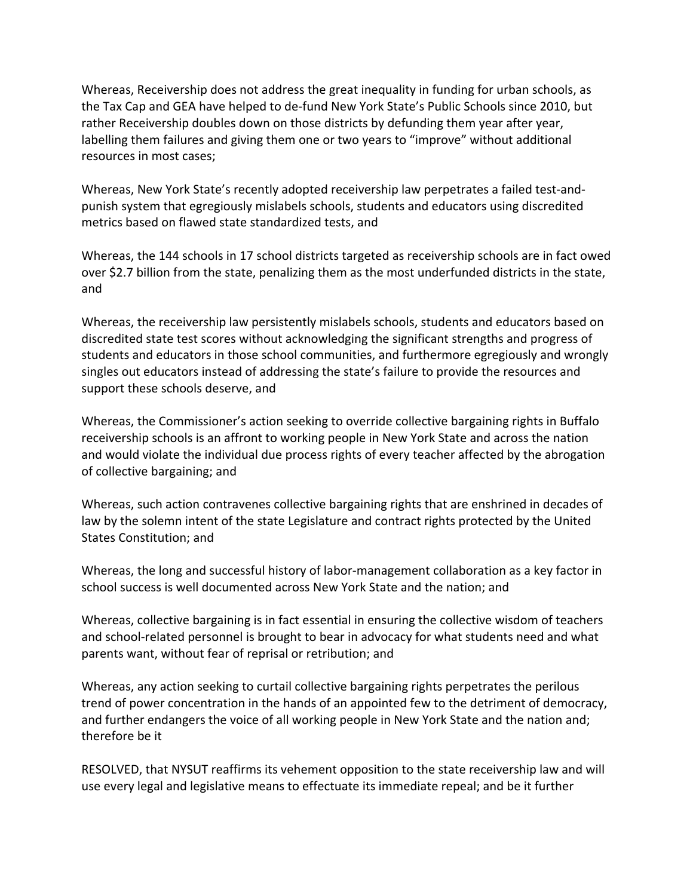Whereas, Receivership does not address the great inequality in funding for urban schools, as the Tax Cap and GEA have helped to de-fund New York State's Public Schools since 2010, but rather Receivership doubles down on those districts by defunding them year after year, labelling them failures and giving them one or two years to "improve" without additional resources in most cases;

Whereas, New York State's recently adopted receivership law perpetrates a failed test-and-punish system that egregiously mislabels schools, students and educators using discredited metrics based on flawed state standardized tests, and

Whereas, the 144 schools in 17 school districts targeted as receivership schools are in fact owed over $2.7 billion from the state, penalizing them as the most underfunded districts in the state, and

Whereas, the receivership law persistently mislabels schools, students and educators based on discredited state test scores without acknowledging the significant strengths and progress of students and educators in those school communities, and furthermore egregiously and wrongly singles out educators instead of addressing the state's failure to provide the resources and support these schools deserve, and

Whereas, the Commissioner's action seeking to override collective bargaining rights in Buffalo receivership schools is an affront to working people in New York State and across the nation and would violate the individual due process rights of every teacher affected by the abrogation of collective bargaining; and

Whereas, such action contravenes collective bargaining rights that are enshrined in decades of law by the solemn intent of the state Legislature and contract rights protected by the United States Constitution; and

Whereas, the long and successful history of labor-management collaboration as a key factor in school success is well documented across New York State and the nation; and

Whereas, collective bargaining is in fact essential in ensuring the collective wisdom of teachers and school-related personnel is brought to bear in advocacy for what students need and what parents want, without fear of reprisal or retribution; and

Whereas, any action seeking to curtail collective bargaining rights perpetrates the perilous trend of power concentration in the hands of an appointed few to the detriment of democracy, and further endangers the voice of all working people in New York State and the nation and; therefore be it

RESOLVED, that NYSUT reaffirms its vehement opposition to the state receivership law and will use every legal and legislative means to effectuate its immediate repeal; and be it further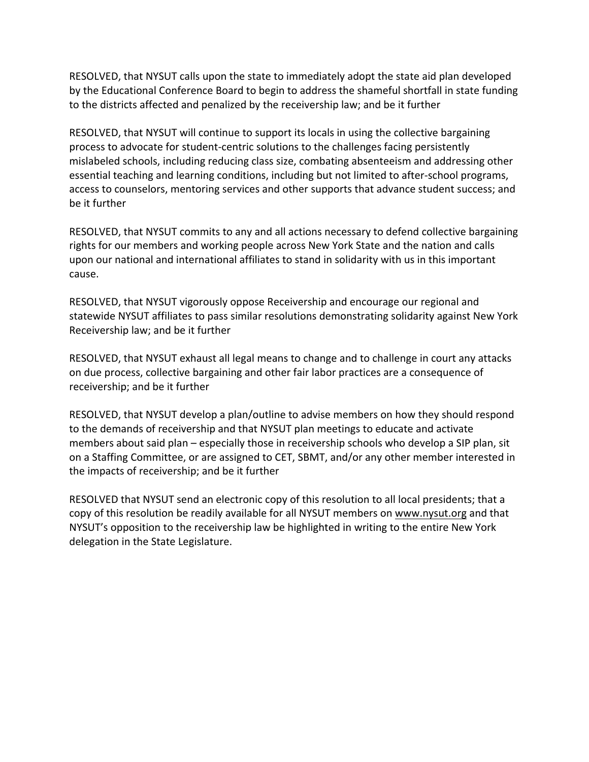RESOLVED, that NYSUT calls upon the state to immediately adopt the state aid plan developed by the Educational Conference Board to begin to address the shameful shortfall in state funding to the districts affected and penalized by the receivership law; and be it further

RESOLVED, that NYSUT will continue to support its locals in using the collective bargaining process to advocate for student-centric solutions to the challenges facing persistently mislabeled schools, including reducing class size, combating absenteeism and addressing other essential teaching and learning conditions, including but not limited to after-school programs, access to counselors, mentoring services and other supports that advance student success; and be it further

RESOLVED, that NYSUT commits to any and all actions necessary to defend collective bargaining rights for our members and working people across New York State and the nation and calls upon our national and international affiliates to stand in solidarity with us in this important cause.

RESOLVED, that NYSUT vigorously oppose Receivership and encourage our regional and statewide NYSUT affiliates to pass similar resolutions demonstrating solidarity against New York Receivership law; and be it further

RESOLVED, that NYSUT exhaust all legal means to change and to challenge in court any attacks on due process, collective bargaining and other fair labor practices are a consequence of receivership; and be it further

RESOLVED, that NYSUT develop a plan/outline to advise members on how they should respond to the demands of receivership and that NYSUT plan meetings to educate and activate members about said plan – especially those in receivership schools who develop a SIP plan, sit on a Staffing Committee, or are assigned to CET, SBMT, and/or any other member interested in the impacts of receivership; and be it further

RESOLVED that NYSUT send an electronic copy of this resolution to all local presidents; that a copy of this resolution be readily available for all NYSUT members on www.nysut.org and that NYSUT's opposition to the receivership law be highlighted in writing to the entire New York delegation in the State Legislature.